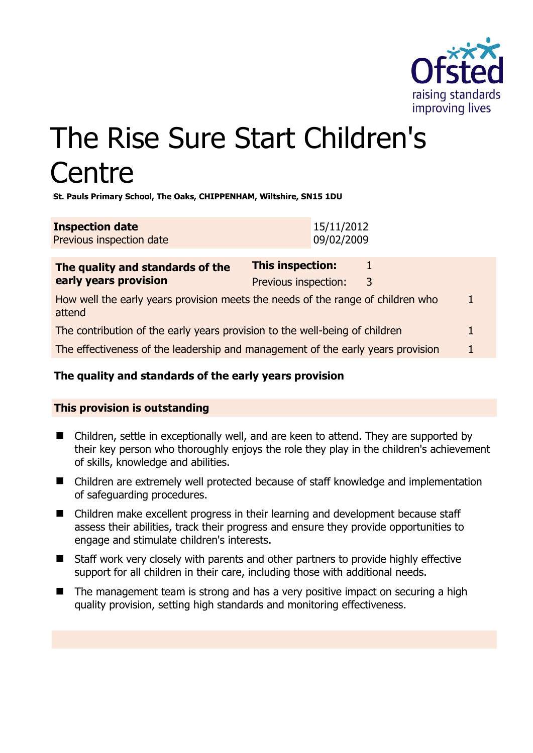# The Rise Sure Start Children's Centre

**St. Pauls Primary School, The Oaks, CHIPPENHAM, Wiltshire, SN15 1DU**

| **Inspection date** | 15/11/2012 |
|---|---|
| Previous inspection date | 09/02/2009 |

| **The quality and standards of the early years provision** | **This inspection:** | 1 |
|---|---|---|
| | Previous inspection: | 3 |
| How well the early years provision meets the needs of the range of children who attend | | 1 |
| The contribution of the early years provision to the well-being of children | | 1 |
| The effectiveness of the leadership and management of the early years provision | | 1 |

## The quality and standards of the early years provision

### This provision is outstanding

- Children, settle in exceptionally well, and are keen to attend. They are supported by their key person who thoroughly enjoys the role they play in the children's achievement of skills, knowledge and abilities.
- Children are extremely well protected because of staff knowledge and implementation of safeguarding procedures.
- Children make excellent progress in their learning and development because staff assess their abilities, track their progress and ensure they provide opportunities to engage and stimulate children's interests.
- Staff work very closely with parents and other partners to provide highly effective support for all children in their care, including those with additional needs.
- The management team is strong and has a very positive impact on securing a high quality provision, setting high standards and monitoring effectiveness.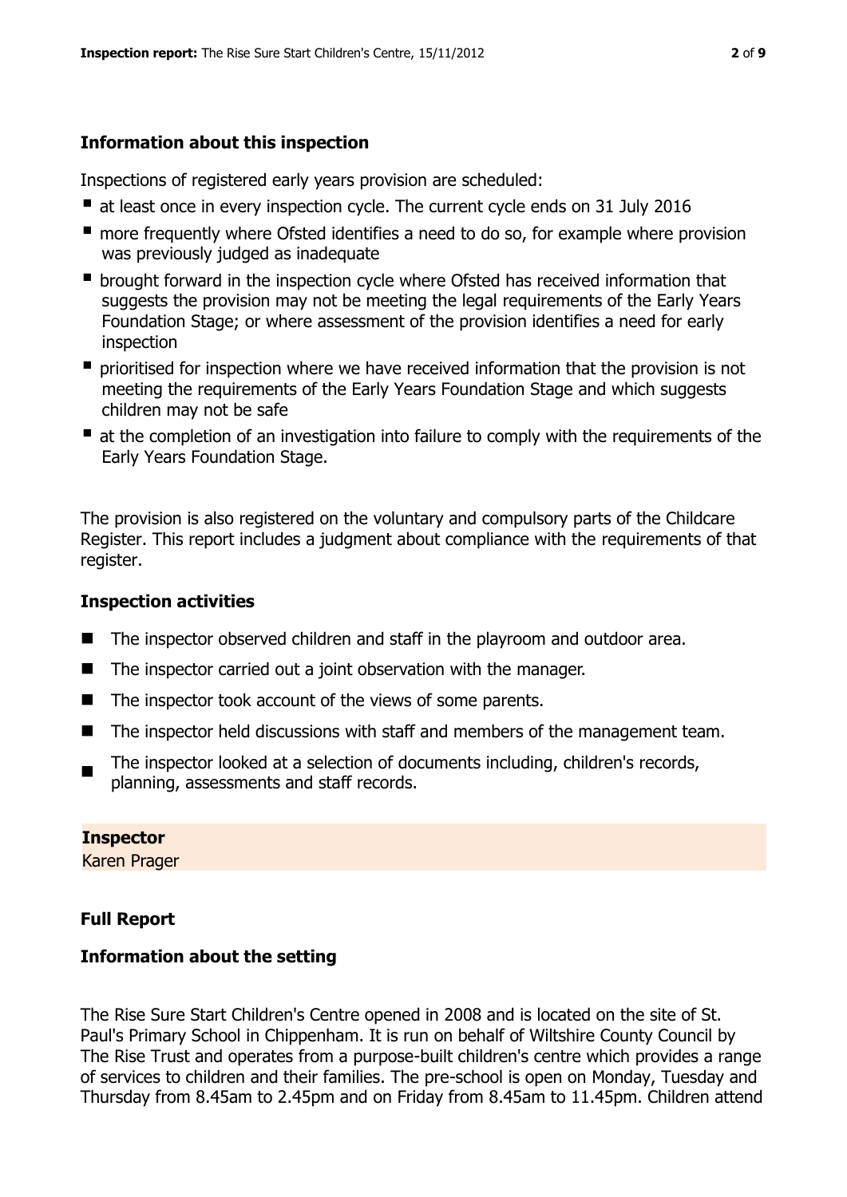## Information about this inspection

Inspections of registered early years provision are scheduled:

- at least once in every inspection cycle. The current cycle ends on 31 July 2016
- more frequently where Ofsted identifies a need to do so, for example where provision was previously judged as inadequate
- brought forward in the inspection cycle where Ofsted has received information that suggests the provision may not be meeting the legal requirements of the Early Years Foundation Stage; or where assessment of the provision identifies a need for early inspection
- prioritised for inspection where we have received information that the provision is not meeting the requirements of the Early Years Foundation Stage and which suggests children may not be safe
- at the completion of an investigation into failure to comply with the requirements of the Early Years Foundation Stage.

The provision is also registered on the voluntary and compulsory parts of the Childcare Register. This report includes a judgment about compliance with the requirements of that register.

## Inspection activities

- The inspector observed children and staff in the playroom and outdoor area.
- The inspector carried out a joint observation with the manager.
- The inspector took account of the views of some parents.
- The inspector held discussions with staff and members of the management team.
- The inspector looked at a selection of documents including, children's records, planning, assessments and staff records.

**Inspector**

Karen Prager

## Full Report

## Information about the setting

The Rise Sure Start Children's Centre opened in 2008 and is located on the site of St. Paul's Primary School in Chippenham. It is run on behalf of Wiltshire County Council by The Rise Trust and operates from a purpose-built children's centre which provides a range of services to children and their families. The pre-school is open on Monday, Tuesday and Thursday from 8.45am to 2.45pm and on Friday from 8.45am to 11.45pm. Children attend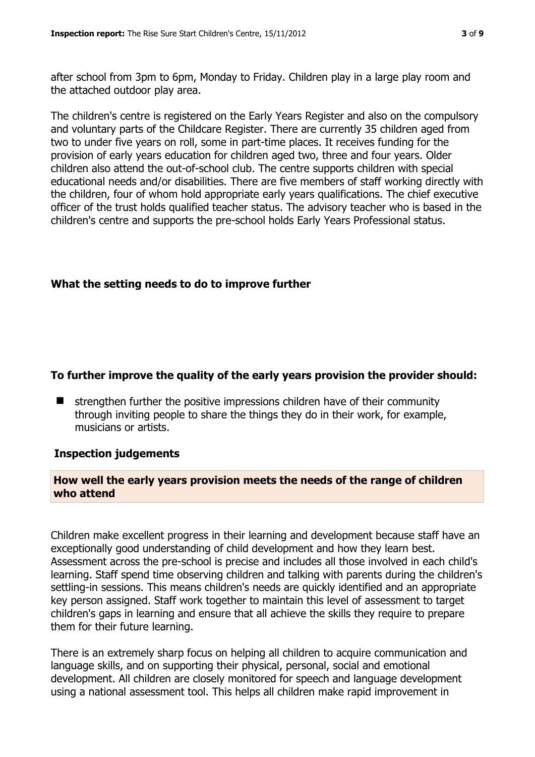after school from 3pm to 6pm, Monday to Friday. Children play in a large play room and the attached outdoor play area.

The children's centre is registered on the Early Years Register and also on the compulsory and voluntary parts of the Childcare Register. There are currently 35 children aged from two to under five years on roll, some in part-time places. It receives funding for the provision of early years education for children aged two, three and four years. Older children also attend the out-of-school club. The centre supports children with special educational needs and/or disabilities. There are five members of staff working directly with the children, four of whom hold appropriate early years qualifications. The chief executive officer of the trust holds qualified teacher status. The advisory teacher who is based in the children's centre and supports the pre-school holds Early Years Professional status.

## What the setting needs to do to improve further

### To further improve the quality of the early years provision the provider should:

- strengthen further the positive impressions children have of their community through inviting people to share the things they do in their work, for example, musicians or artists.

## Inspection judgements

### How well the early years provision meets the needs of the range of children who attend

Children make excellent progress in their learning and development because staff have an exceptionally good understanding of child development and how they learn best. Assessment across the pre-school is precise and includes all those involved in each child's learning. Staff spend time observing children and talking with parents during the children's settling-in sessions. This means children's needs are quickly identified and an appropriate key person assigned. Staff work together to maintain this level of assessment to target children's gaps in learning and ensure that all achieve the skills they require to prepare them for their future learning.

There is an extremely sharp focus on helping all children to acquire communication and language skills, and on supporting their physical, personal, social and emotional development. All children are closely monitored for speech and language development using a national assessment tool. This helps all children make rapid improvement in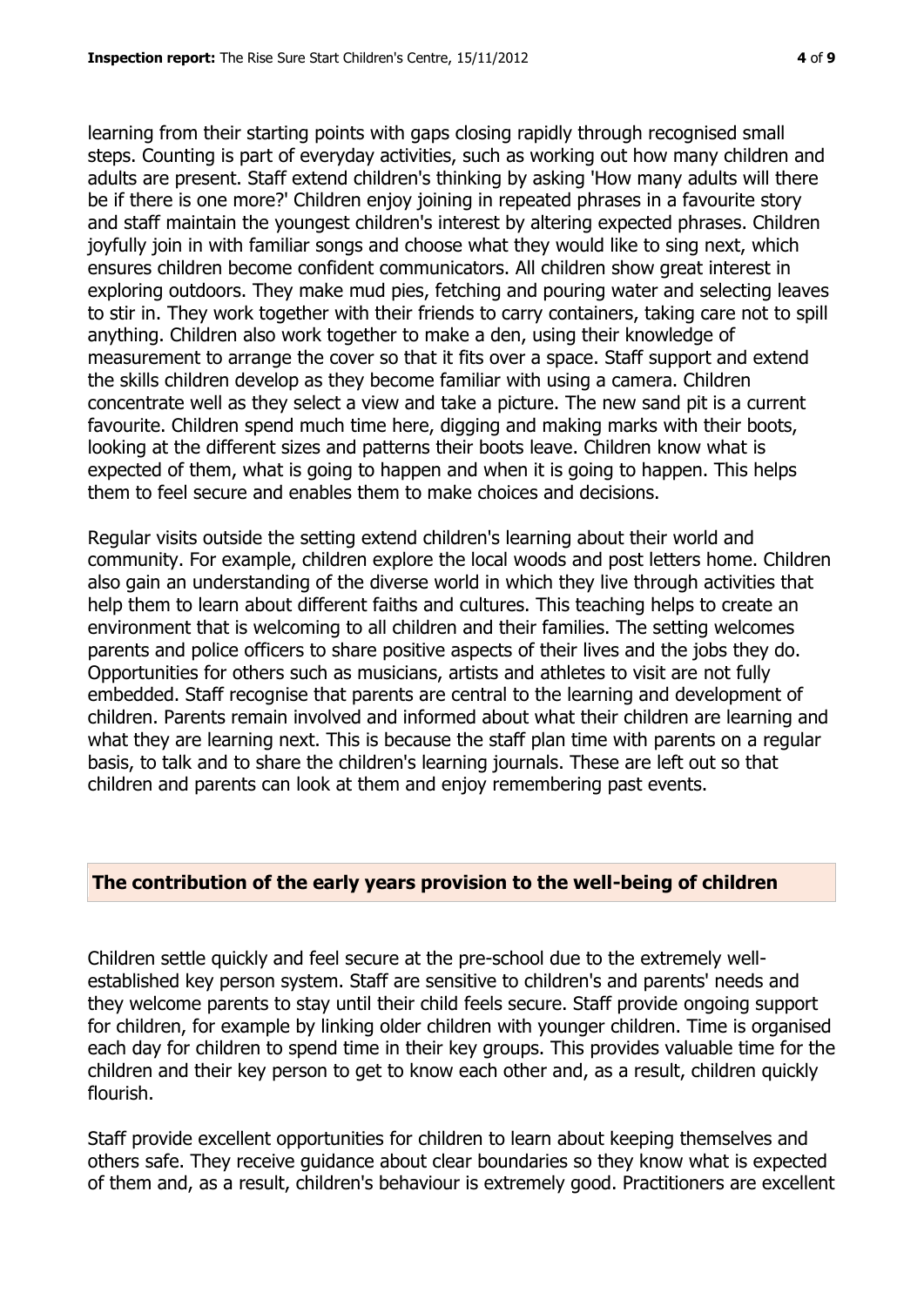learning from their starting points with gaps closing rapidly through recognised small steps. Counting is part of everyday activities, such as working out how many children and adults are present. Staff extend children's thinking by asking 'How many adults will there be if there is one more?' Children enjoy joining in repeated phrases in a favourite story and staff maintain the youngest children's interest by altering expected phrases. Children joyfully join in with familiar songs and choose what they would like to sing next, which ensures children become confident communicators. All children show great interest in exploring outdoors. They make mud pies, fetching and pouring water and selecting leaves to stir in. They work together with their friends to carry containers, taking care not to spill anything. Children also work together to make a den, using their knowledge of measurement to arrange the cover so that it fits over a space. Staff support and extend the skills children develop as they become familiar with using a camera. Children concentrate well as they select a view and take a picture. The new sand pit is a current favourite. Children spend much time here, digging and making marks with their boots, looking at the different sizes and patterns their boots leave. Children know what is expected of them, what is going to happen and when it is going to happen. This helps them to feel secure and enables them to make choices and decisions.

Regular visits outside the setting extend children's learning about their world and community. For example, children explore the local woods and post letters home. Children also gain an understanding of the diverse world in which they live through activities that help them to learn about different faiths and cultures. This teaching helps to create an environment that is welcoming to all children and their families. The setting welcomes parents and police officers to share positive aspects of their lives and the jobs they do. Opportunities for others such as musicians, artists and athletes to visit are not fully embedded. Staff recognise that parents are central to the learning and development of children. Parents remain involved and informed about what their children are learning and what they are learning next. This is because the staff plan time with parents on a regular basis, to talk and to share the children's learning journals. These are left out so that children and parents can look at them and enjoy remembering past events.

## The contribution of the early years provision to the well-being of children

Children settle quickly and feel secure at the pre-school due to the extremely well-established key person system. Staff are sensitive to children's and parents' needs and they welcome parents to stay until their child feels secure. Staff provide ongoing support for children, for example by linking older children with younger children. Time is organised each day for children to spend time in their key groups. This provides valuable time for the children and their key person to get to know each other and, as a result, children quickly flourish.

Staff provide excellent opportunities for children to learn about keeping themselves and others safe. They receive guidance about clear boundaries so they know what is expected of them and, as a result, children's behaviour is extremely good. Practitioners are excellent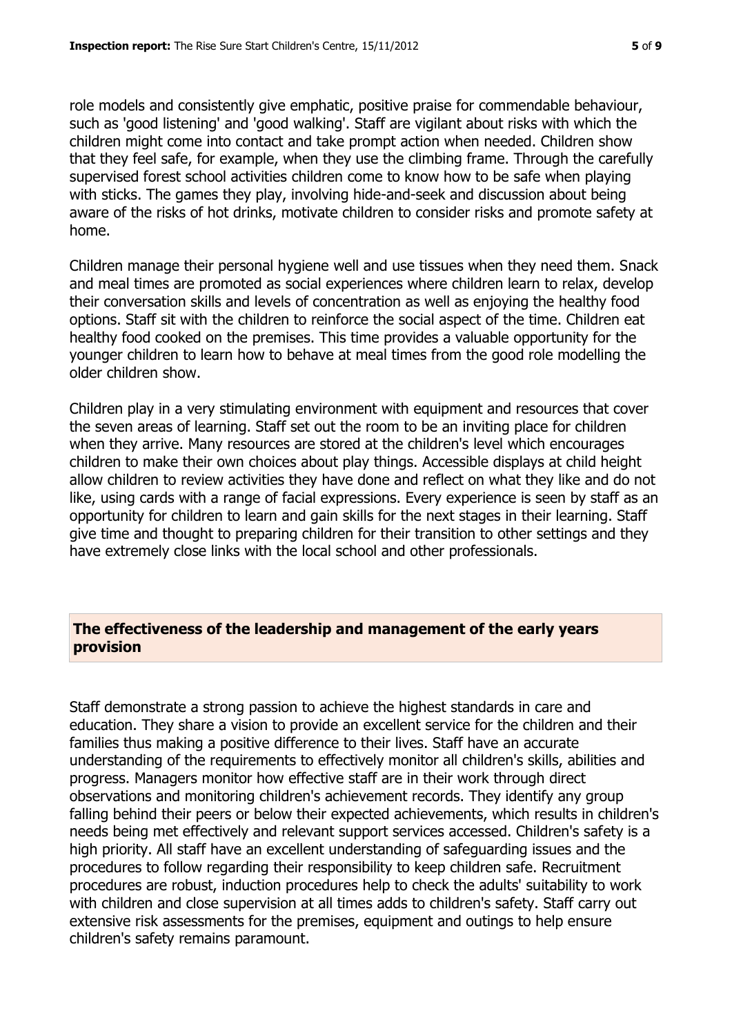role models and consistently give emphatic, positive praise for commendable behaviour, such as 'good listening' and 'good walking'. Staff are vigilant about risks with which the children might come into contact and take prompt action when needed. Children show that they feel safe, for example, when they use the climbing frame. Through the carefully supervised forest school activities children come to know how to be safe when playing with sticks. The games they play, involving hide-and-seek and discussion about being aware of the risks of hot drinks, motivate children to consider risks and promote safety at home.

Children manage their personal hygiene well and use tissues when they need them. Snack and meal times are promoted as social experiences where children learn to relax, develop their conversation skills and levels of concentration as well as enjoying the healthy food options. Staff sit with the children to reinforce the social aspect of the time. Children eat healthy food cooked on the premises. This time provides a valuable opportunity for the younger children to learn how to behave at meal times from the good role modelling the older children show.

Children play in a very stimulating environment with equipment and resources that cover the seven areas of learning. Staff set out the room to be an inviting place for children when they arrive. Many resources are stored at the children's level which encourages children to make their own choices about play things. Accessible displays at child height allow children to review activities they have done and reflect on what they like and do not like, using cards with a range of facial expressions. Every experience is seen by staff as an opportunity for children to learn and gain skills for the next stages in their learning. Staff give time and thought to preparing children for their transition to other settings and they have extremely close links with the local school and other professionals.

## The effectiveness of the leadership and management of the early years provision

Staff demonstrate a strong passion to achieve the highest standards in care and education. They share a vision to provide an excellent service for the children and their families thus making a positive difference to their lives. Staff have an accurate understanding of the requirements to effectively monitor all children's skills, abilities and progress. Managers monitor how effective staff are in their work through direct observations and monitoring children's achievement records. They identify any group falling behind their peers or below their expected achievements, which results in children's needs being met effectively and relevant support services accessed. Children's safety is a high priority. All staff have an excellent understanding of safeguarding issues and the procedures to follow regarding their responsibility to keep children safe. Recruitment procedures are robust, induction procedures help to check the adults' suitability to work with children and close supervision at all times adds to children's safety. Staff carry out extensive risk assessments for the premises, equipment and outings to help ensure children's safety remains paramount.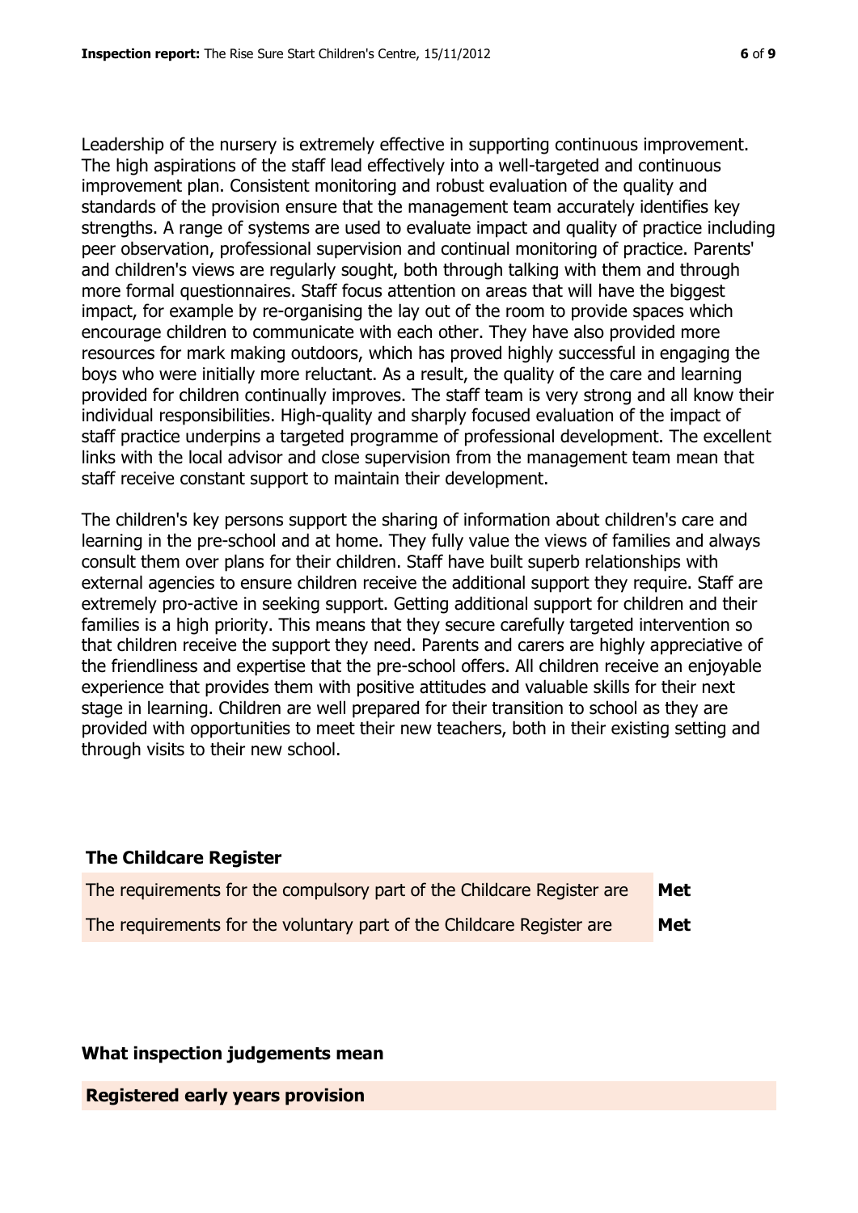Leadership of the nursery is extremely effective in supporting continuous improvement. The high aspirations of the staff lead effectively into a well-targeted and continuous improvement plan. Consistent monitoring and robust evaluation of the quality and standards of the provision ensure that the management team accurately identifies key strengths. A range of systems are used to evaluate impact and quality of practice including peer observation, professional supervision and continual monitoring of practice. Parents' and children's views are regularly sought, both through talking with them and through more formal questionnaires. Staff focus attention on areas that will have the biggest impact, for example by re-organising the lay out of the room to provide spaces which encourage children to communicate with each other. They have also provided more resources for mark making outdoors, which has proved highly successful in engaging the boys who were initially more reluctant. As a result, the quality of the care and learning provided for children continually improves. The staff team is very strong and all know their individual responsibilities. High-quality and sharply focused evaluation of the impact of staff practice underpins a targeted programme of professional development. The excellent links with the local advisor and close supervision from the management team mean that staff receive constant support to maintain their development.

The children's key persons support the sharing of information about children's care and learning in the pre-school and at home. They fully value the views of families and always consult them over plans for their children. Staff have built superb relationships with external agencies to ensure children receive the additional support they require. Staff are extremely pro-active in seeking support. Getting additional support for children and their families is a high priority. This means that they secure carefully targeted intervention so that children receive the support they need. Parents and carers are highly appreciative of the friendliness and expertise that the pre-school offers. All children receive an enjoyable experience that provides them with positive attitudes and valuable skills for their next stage in learning. Children are well prepared for their transition to school as they are provided with opportunities to meet their new teachers, both in their existing setting and through visits to their new school.

## The Childcare Register

| | |
|---|---|
| The requirements for the compulsory part of the Childcare Register are | **Met** |
| The requirements for the voluntary part of the Childcare Register are | **Met** |

## What inspection judgements mean

**Registered early years provision**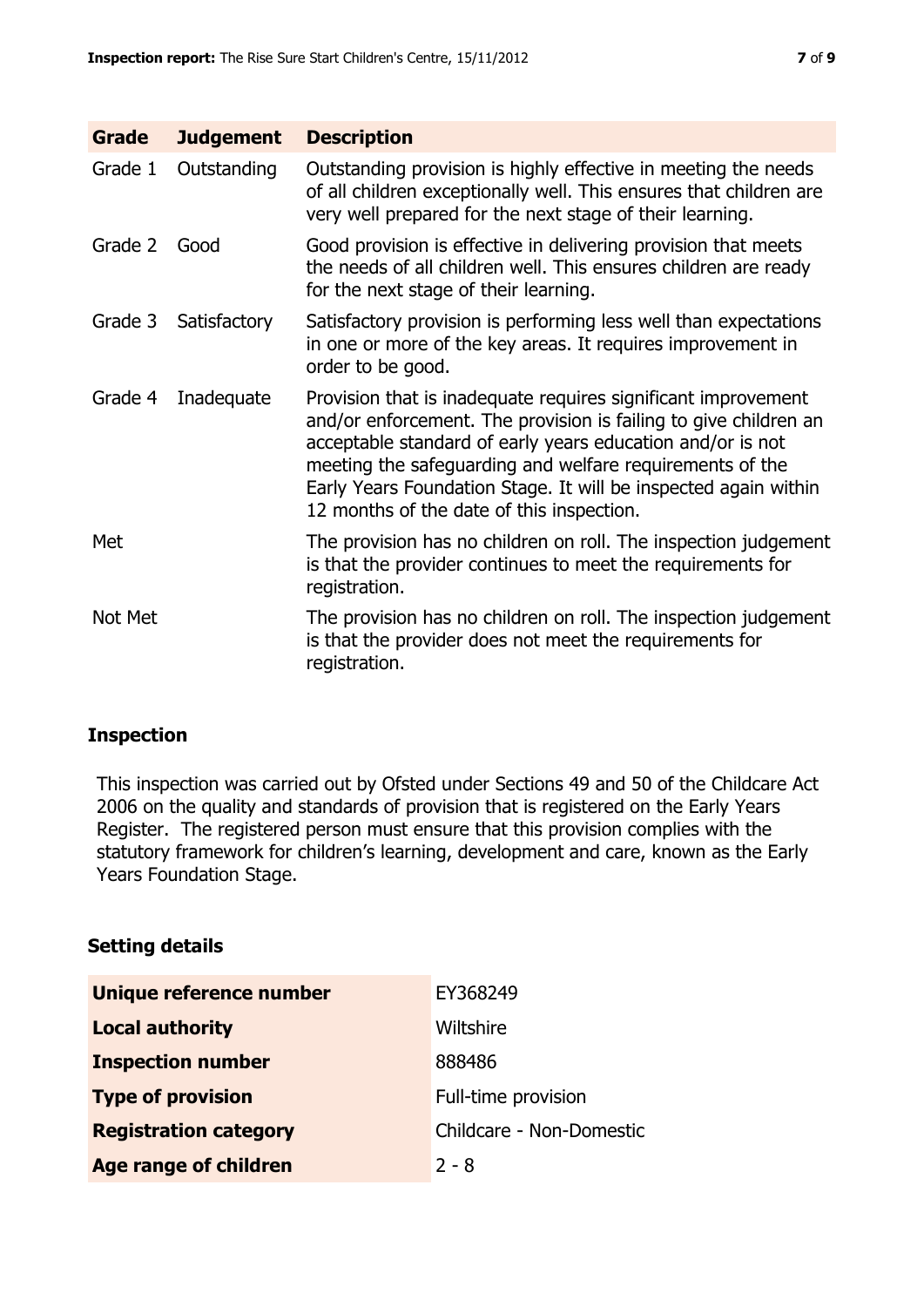| Grade | Judgement | Description |
| --- | --- | --- |
| Grade 1 | Outstanding | Outstanding provision is highly effective in meeting the needs of all children exceptionally well. This ensures that children are very well prepared for the next stage of their learning. |
| Grade 2 | Good | Good provision is effective in delivering provision that meets the needs of all children well. This ensures children are ready for the next stage of their learning. |
| Grade 3 | Satisfactory | Satisfactory provision is performing less well than expectations in one or more of the key areas. It requires improvement in order to be good. |
| Grade 4 | Inadequate | Provision that is inadequate requires significant improvement and/or enforcement. The provision is failing to give children an acceptable standard of early years education and/or is not meeting the safeguarding and welfare requirements of the Early Years Foundation Stage. It will be inspected again within 12 months of the date of this inspection. |
| Met | | The provision has no children on roll. The inspection judgement is that the provider continues to meet the requirements for registration. |
| Not Met | | The provision has no children on roll. The inspection judgement is that the provider does not meet the requirements for registration. |

## Inspection

This inspection was carried out by Ofsted under Sections 49 and 50 of the Childcare Act 2006 on the quality and standards of provision that is registered on the Early Years Register. The registered person must ensure that this provision complies with the statutory framework for children's learning, development and care, known as the Early Years Foundation Stage.

## Setting details

| | |
| --- | --- |
| **Unique reference number** | EY368249 |
| **Local authority** | Wiltshire |
| **Inspection number** | 888486 |
| **Type of provision** | Full-time provision |
| **Registration category** | Childcare - Non-Domestic |
| **Age range of children** | 2 - 8 |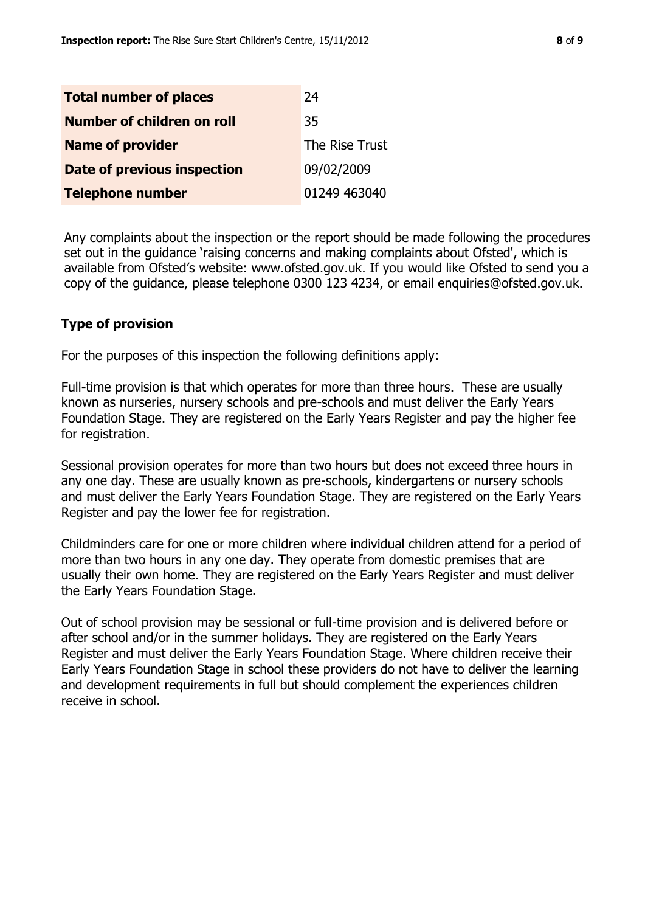| | |
|---|---|
| **Total number of places** | 24 |
| **Number of children on roll** | 35 |
| **Name of provider** | The Rise Trust |
| **Date of previous inspection** | 09/02/2009 |
| **Telephone number** | 01249 463040 |

Any complaints about the inspection or the report should be made following the procedures set out in the guidance 'raising concerns and making complaints about Ofsted', which is available from Ofsted's website: www.ofsted.gov.uk. If you would like Ofsted to send you a copy of the guidance, please telephone 0300 123 4234, or email enquiries@ofsted.gov.uk.

## Type of provision

For the purposes of this inspection the following definitions apply:

Full-time provision is that which operates for more than three hours. These are usually known as nurseries, nursery schools and pre-schools and must deliver the Early Years Foundation Stage. They are registered on the Early Years Register and pay the higher fee for registration.

Sessional provision operates for more than two hours but does not exceed three hours in any one day. These are usually known as pre-schools, kindergartens or nursery schools and must deliver the Early Years Foundation Stage. They are registered on the Early Years Register and pay the lower fee for registration.

Childminders care for one or more children where individual children attend for a period of more than two hours in any one day. They operate from domestic premises that are usually their own home. They are registered on the Early Years Register and must deliver the Early Years Foundation Stage.

Out of school provision may be sessional or full-time provision and is delivered before or after school and/or in the summer holidays. They are registered on the Early Years Register and must deliver the Early Years Foundation Stage. Where children receive their Early Years Foundation Stage in school these providers do not have to deliver the learning and development requirements in full but should complement the experiences children receive in school.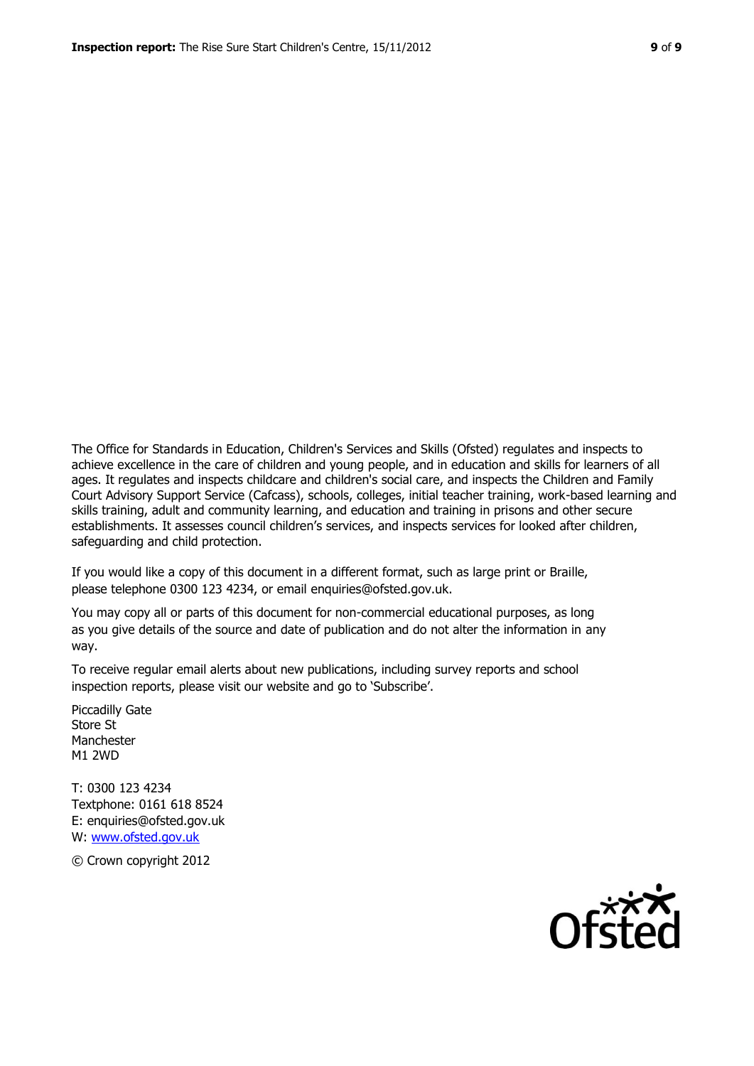The Office for Standards in Education, Children's Services and Skills (Ofsted) regulates and inspects to achieve excellence in the care of children and young people, and in education and skills for learners of all ages. It regulates and inspects childcare and children's social care, and inspects the Children and Family Court Advisory Support Service (Cafcass), schools, colleges, initial teacher training, work-based learning and skills training, adult and community learning, and education and training in prisons and other secure establishments. It assesses council children's services, and inspects services for looked after children, safeguarding and child protection.

If you would like a copy of this document in a different format, such as large print or Braille, please telephone 0300 123 4234, or email enquiries@ofsted.gov.uk.

You may copy all or parts of this document for non-commercial educational purposes, as long as you give details of the source and date of publication and do not alter the information in any way.

To receive regular email alerts about new publications, including survey reports and school inspection reports, please visit our website and go to 'Subscribe'.

Piccadilly Gate
Store St
Manchester
M1 2WD

T: 0300 123 4234
Textphone: 0161 618 8524
E: enquiries@ofsted.gov.uk
W: www.ofsted.gov.uk

© Crown copyright 2012

Ofsted